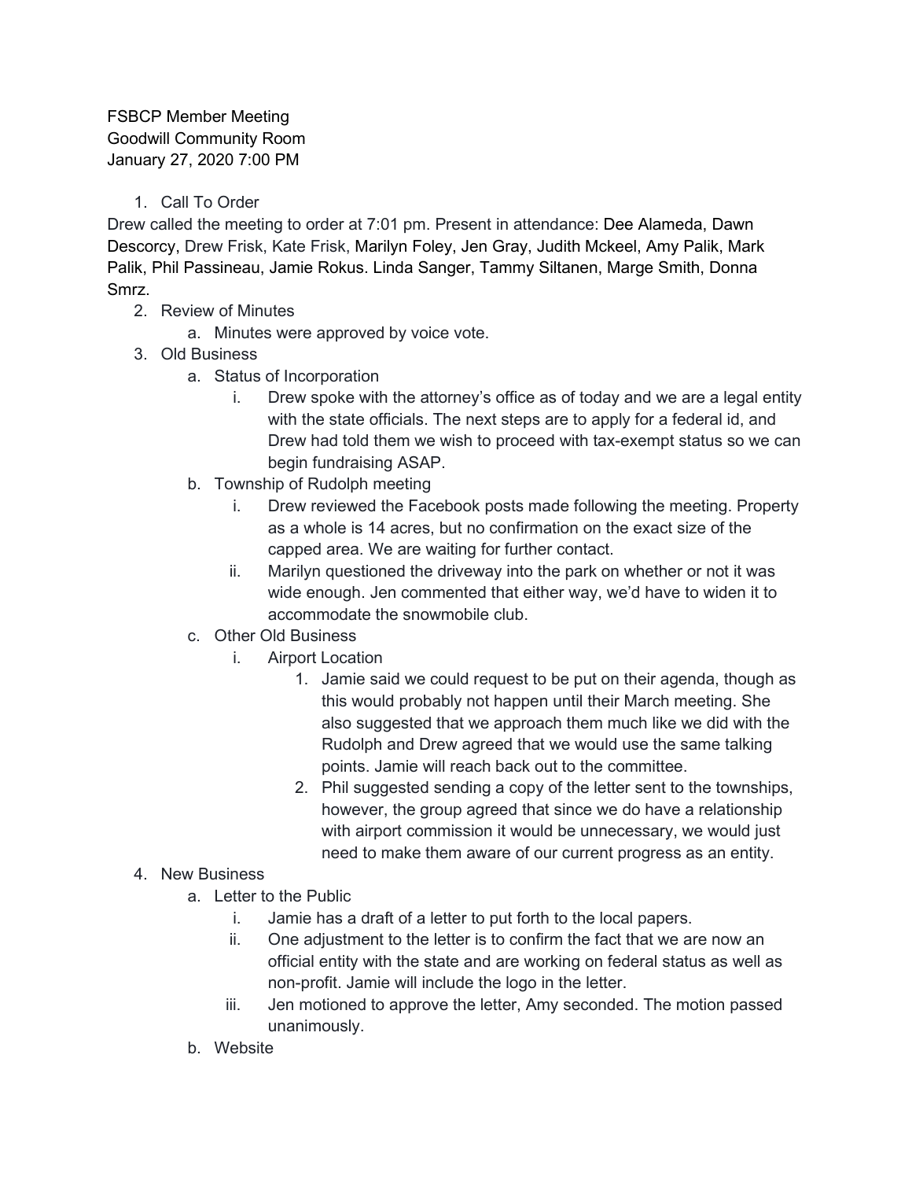FSBCP Member Meeting
Goodwill Community Room
January 27, 2020 7:00 PM

1. Call To Order

Drew called the meeting to order at 7:01 pm. Present in attendance: Dee Alameda, Dawn Descorcy, Drew Frisk, Kate Frisk, Marilyn Foley, Jen Gray, Judith Mckeel, Amy Palik, Mark Palik, Phil Passineau, Jamie Rokus. Linda Sanger, Tammy Siltanen, Marge Smith, Donna Smrz.

2. Review of Minutes
   a. Minutes were approved by voice vote.
3. Old Business
   a. Status of Incorporation
      i. Drew spoke with the attorney's office as of today and we are a legal entity with the state officials. The next steps are to apply for a federal id, and Drew had told them we wish to proceed with tax-exempt status so we can begin fundraising ASAP.
   b. Township of Rudolph meeting
      i. Drew reviewed the Facebook posts made following the meeting. Property as a whole is 14 acres, but no confirmation on the exact size of the capped area. We are waiting for further contact.
      ii. Marilyn questioned the driveway into the park on whether or not it was wide enough. Jen commented that either way, we'd have to widen it to accommodate the snowmobile club.
   c. Other Old Business
      i. Airport Location
         1. Jamie said we could request to be put on their agenda, though as this would probably not happen until their March meeting. She also suggested that we approach them much like we did with the Rudolph and Drew agreed that we would use the same talking points. Jamie will reach back out to the committee.
         2. Phil suggested sending a copy of the letter sent to the townships, however, the group agreed that since we do have a relationship with airport commission it would be unnecessary, we would just need to make them aware of our current progress as an entity.
4. New Business
   a. Letter to the Public
      i. Jamie has a draft of a letter to put forth to the local papers.
      ii. One adjustment to the letter is to confirm the fact that we are now an official entity with the state and are working on federal status as well as non-profit. Jamie will include the logo in the letter.
      iii. Jen motioned to approve the letter, Amy seconded. The motion passed unanimously.
   b. Website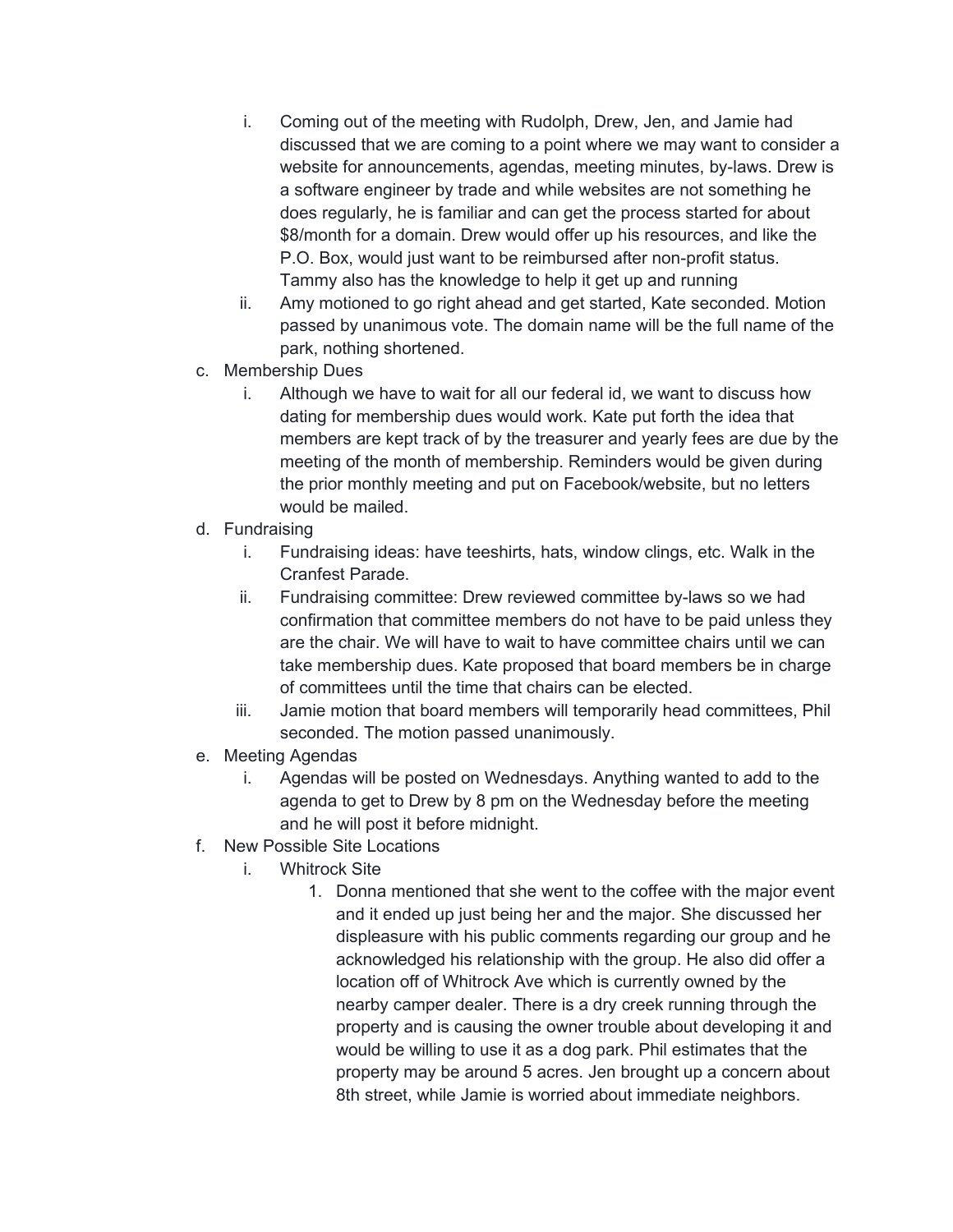i. Coming out of the meeting with Rudolph, Drew, Jen, and Jamie had discussed that we are coming to a point where we may want to consider a website for announcements, agendas, meeting minutes, by-laws. Drew is a software engineer by trade and while websites are not something he does regularly, he is familiar and can get the process started for about $8/month for a domain. Drew would offer up his resources, and like the P.O. Box, would just want to be reimbursed after non-profit status. Tammy also has the knowledge to help it get up and running
   ii. Amy motioned to go right ahead and get started, Kate seconded. Motion passed by unanimous vote. The domain name will be the full name of the park, nothing shortened.

c. Membership Dues
   i. Although we have to wait for all our federal id, we want to discuss how dating for membership dues would work. Kate put forth the idea that members are kept track of by the treasurer and yearly fees are due by the meeting of the month of membership. Reminders would be given during the prior monthly meeting and put on Facebook/website, but no letters would be mailed.

d. Fundraising
   i. Fundraising ideas: have teeshirts, hats, window clings, etc. Walk in the Cranfest Parade.
   ii. Fundraising committee: Drew reviewed committee by-laws so we had confirmation that committee members do not have to be paid unless they are the chair. We will have to wait to have committee chairs until we can take membership dues. Kate proposed that board members be in charge of committees until the time that chairs can be elected.
   iii. Jamie motion that board members will temporarily head committees, Phil seconded. The motion passed unanimously.

e. Meeting Agendas
   i. Agendas will be posted on Wednesdays. Anything wanted to add to the agenda to get to Drew by 8 pm on the Wednesday before the meeting and he will post it before midnight.

f. New Possible Site Locations
   i. Whitrock Site
      1. Donna mentioned that she went to the coffee with the major event and it ended up just being her and the major. She discussed her displeasure with his public comments regarding our group and he acknowledged his relationship with the group. He also did offer a location off of Whitrock Ave which is currently owned by the nearby camper dealer. There is a dry creek running through the property and is causing the owner trouble about developing it and would be willing to use it as a dog park. Phil estimates that the property may be around 5 acres. Jen brought up a concern about 8th street, while Jamie is worried about immediate neighbors.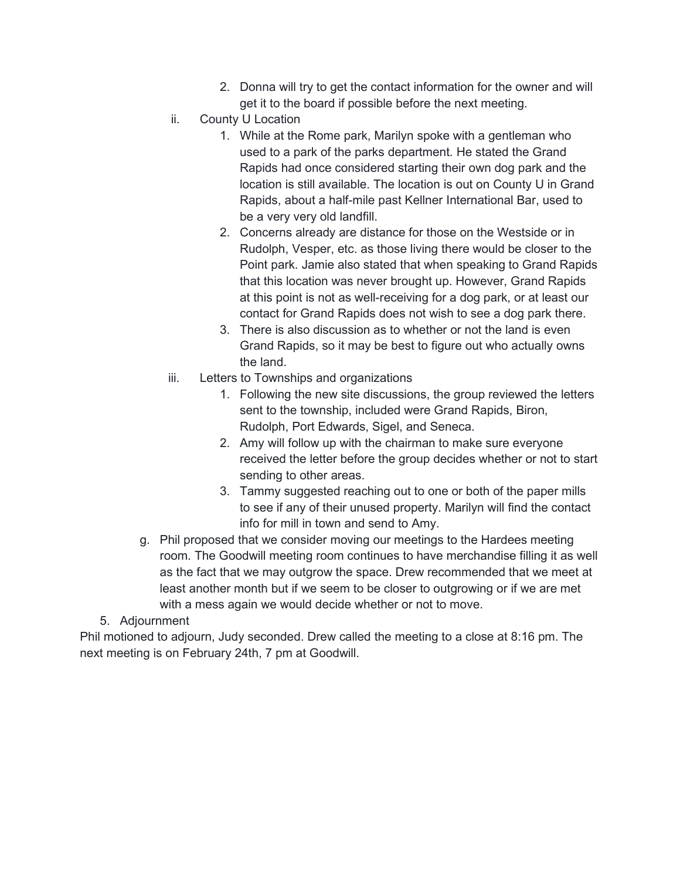2. Donna will try to get the contact information for the owner and will get it to the board if possible before the next meeting.

    ii. County U Location
        1. While at the Rome park, Marilyn spoke with a gentleman who used to a park of the parks department. He stated the Grand Rapids had once considered starting their own dog park and the location is still available. The location is out on County U in Grand Rapids, about a half-mile past Kellner International Bar, used to be a very very old landfill.
        2. Concerns already are distance for those on the Westside or in Rudolph, Vesper, etc. as those living there would be closer to the Point park. Jamie also stated that when speaking to Grand Rapids that this location was never brought up. However, Grand Rapids at this point is not as well-receiving for a dog park, or at least our contact for Grand Rapids does not wish to see a dog park there.
        3. There is also discussion as to whether or not the land is even Grand Rapids, so it may be best to figure out who actually owns the land.

    iii. Letters to Townships and organizations
        1. Following the new site discussions, the group reviewed the letters sent to the township, included were Grand Rapids, Biron, Rudolph, Port Edwards, Sigel, and Seneca.
        2. Amy will follow up with the chairman to make sure everyone received the letter before the group decides whether or not to start sending to other areas.
        3. Tammy suggested reaching out to one or both of the paper mills to see if any of their unused property. Marilyn will find the contact info for mill in town and send to Amy.

  g. Phil proposed that we consider moving our meetings to the Hardees meeting room. The Goodwill meeting room continues to have merchandise filling it as well as the fact that we may outgrow the space. Drew recommended that we meet at least another month but if we seem to be closer to outgrowing or if we are met with a mess again we would decide whether or not to move.

5. Adjournment

Phil motioned to adjourn, Judy seconded. Drew called the meeting to a close at 8:16 pm. The next meeting is on February 24th, 7 pm at Goodwill.